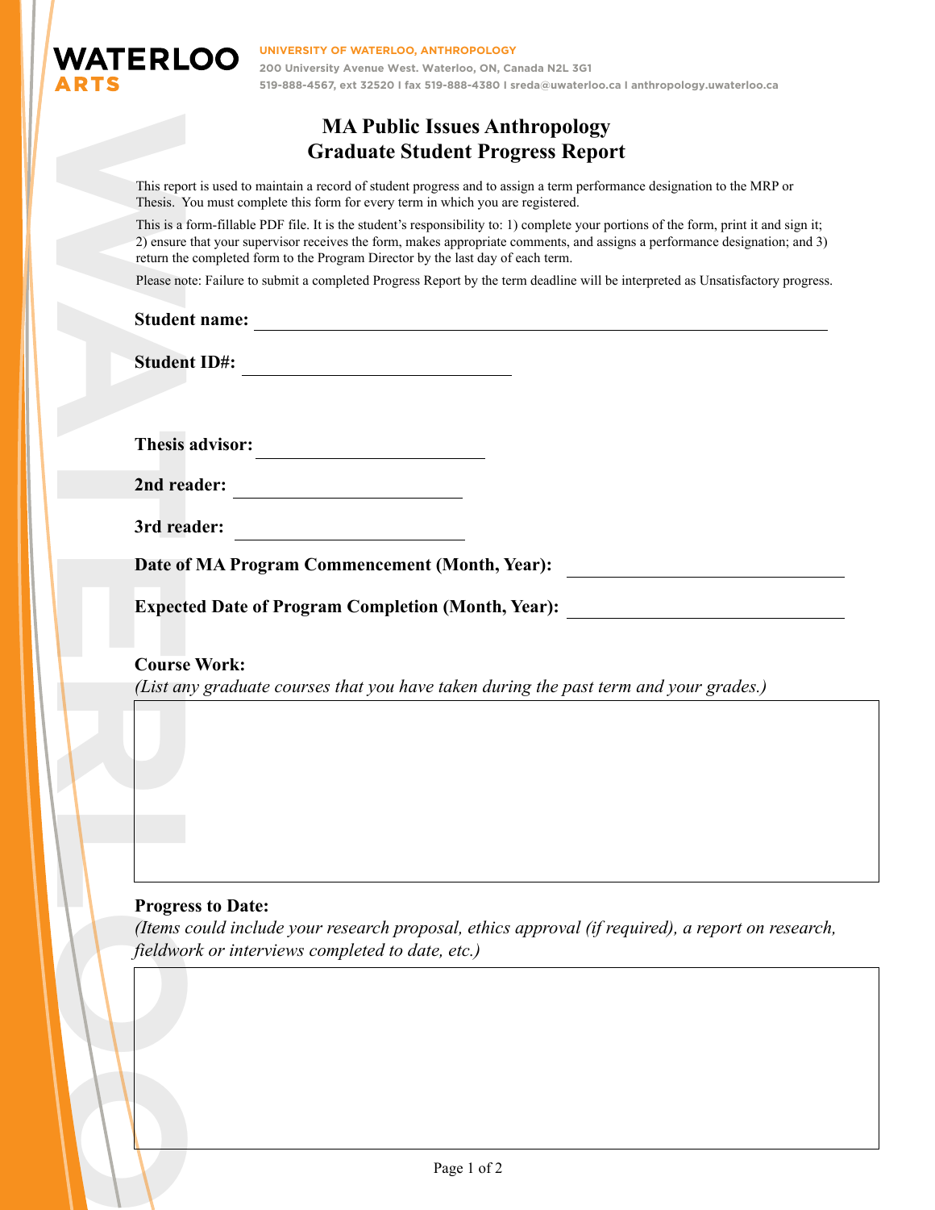WATERLOO ARTS

**UNIVERSITY OF WATERLOO, ANTHROPOLOGY**
200 University Avenue West. Waterloo, ON, Canada N2L 3G1
519-888-4567, ext 32520 I fax 519-888-4380 I sreda@uwaterloo.ca I anthropology.uwaterloo.ca

# MA Public Issues Anthropology
# Graduate Student Progress Report

This report is used to maintain a record of student progress and to assign a term performance designation to the MRP or Thesis. You must complete this form for every term in which you are registered.

This is a form-fillable PDF file. It is the student's responsibility to: 1) complete your portions of the form, print it and sign it; 2) ensure that your supervisor receives the form, makes appropriate comments, and assigns a performance designation; and 3) return the completed form to the Program Director by the last day of each term.

Please note: Failure to submit a completed Progress Report by the term deadline will be interpreted as Unsatisfactory progress.

**Student name:** ______________________________

**Student ID#:** ______________________________

**Thesis advisor:** ______________________________

**2nd reader:** ______________________________

**3rd reader:** ______________________________

**Date of MA Program Commencement (Month, Year):** ______________________________

**Expected Date of Program Completion (Month, Year):** ______________________________

**Course Work:**
*(List any graduate courses that you have taken during the past term and your grades.)*

**Progress to Date:**
*(Items could include your research proposal, ethics approval (if required), a report on research, fieldwork or interviews completed to date, etc.)*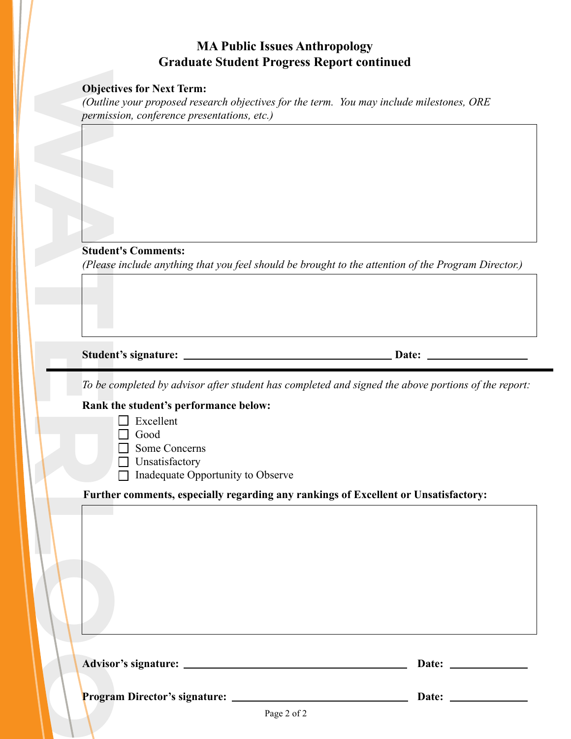# MA Public Issues Anthropology
## Graduate Student Progress Report continued

**Objectives for Next Term:**
*(Outline your proposed research objectives for the term. You may include milestones, ORE permission, conference presentations, etc.)*

**Student's Comments:**
*(Please include anything that you feel should be brought to the attention of the Program Director.)*

**Student's signature:** ______________________ **Date:** __________

---

*To be completed by advisor after student has completed and signed the above portions of the report:*

**Rank the student's performance below:**

- ☐ Excellent
- ☐ Good
- ☐ Some Concerns
- ☐ Unsatisfactory
- ☐ Inadequate Opportunity to Observe

**Further comments, especially regarding any rankings of Excellent or Unsatisfactory:**

**Advisor's signature:** ______________________ **Date:** __________

**Program Director's signature:** ______________________ **Date:** __________